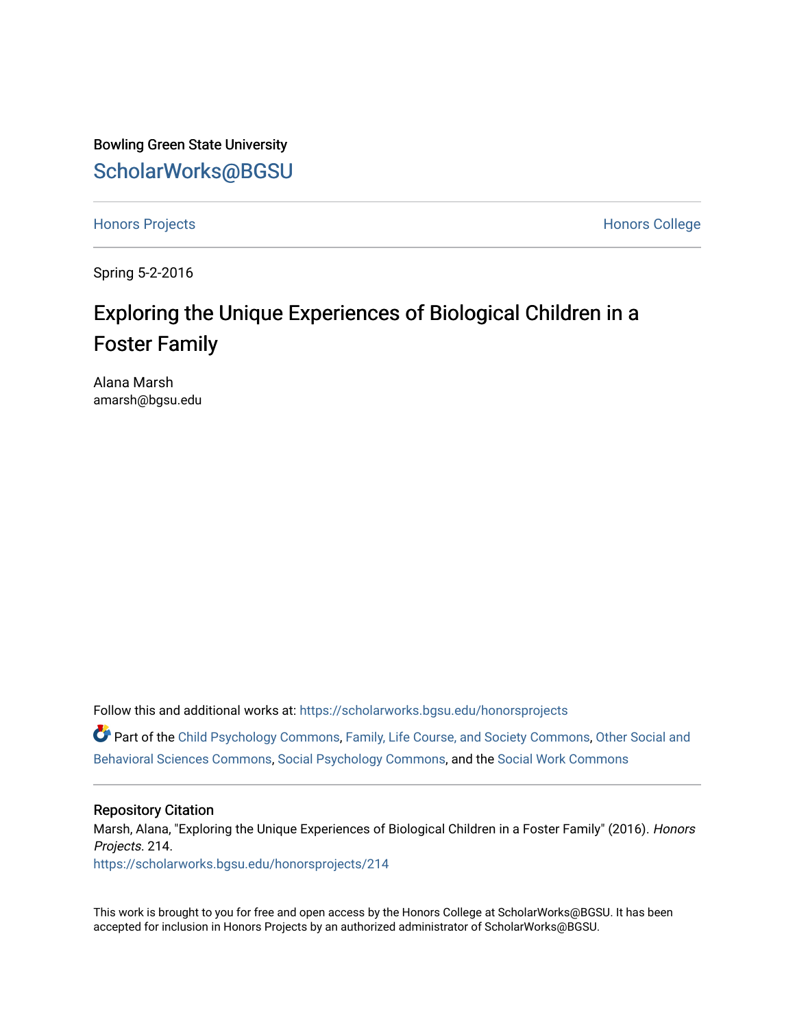Bowling Green State University

ScholarWorks@BGSU

Honors Projects | Honors College

Spring 5-2-2016

# Exploring the Unique Experiences of Biological Children in a Foster Family

Alana Marsh
amarsh@bgsu.edu

Follow this and additional works at: https://scholarworks.bgsu.edu/honorsprojects

Part of the Child Psychology Commons, Family, Life Course, and Society Commons, Other Social and Behavioral Sciences Commons, Social Psychology Commons, and the Social Work Commons

## Repository Citation

Marsh, Alana, "Exploring the Unique Experiences of Biological Children in a Foster Family" (2016). *Honors Projects*. 214.
https://scholarworks.bgsu.edu/honorsprojects/214

This work is brought to you for free and open access by the Honors College at ScholarWorks@BGSU. It has been accepted for inclusion in Honors Projects by an authorized administrator of ScholarWorks@BGSU.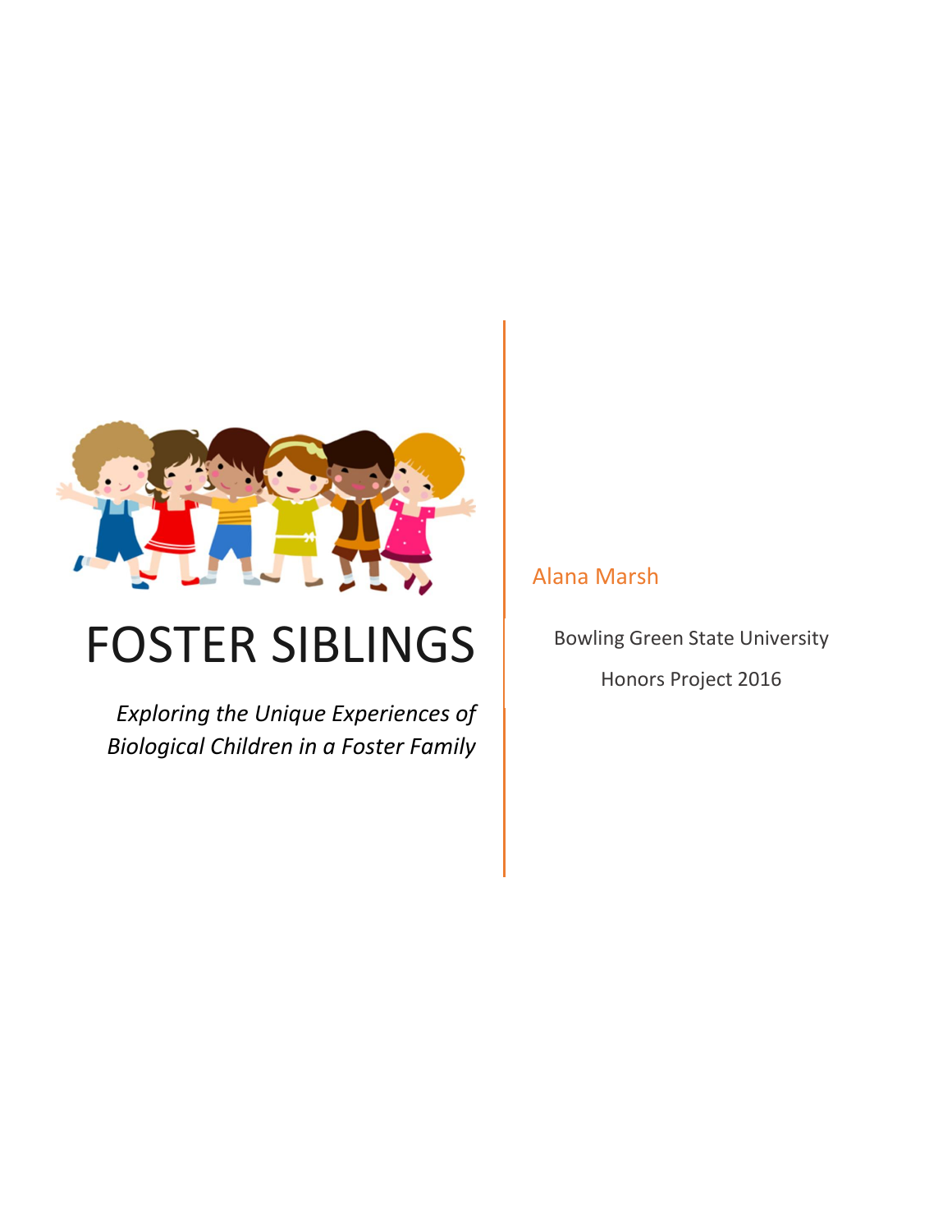# FOSTER SIBLINGS

*Exploring the Unique Experiences of Biological Children in a Foster Family*

Alana Marsh

Bowling Green State University

Honors Project 2016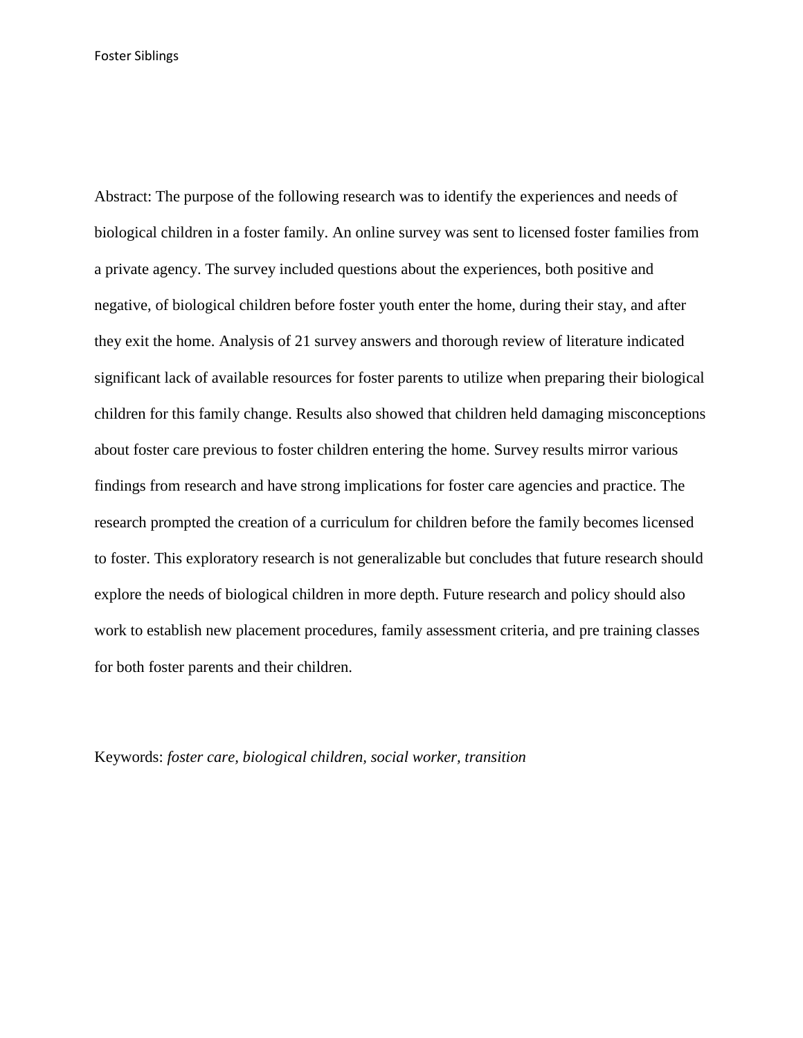Abstract: The purpose of the following research was to identify the experiences and needs of biological children in a foster family. An online survey was sent to licensed foster families from a private agency. The survey included questions about the experiences, both positive and negative, of biological children before foster youth enter the home, during their stay, and after they exit the home. Analysis of 21 survey answers and thorough review of literature indicated significant lack of available resources for foster parents to utilize when preparing their biological children for this family change. Results also showed that children held damaging misconceptions about foster care previous to foster children entering the home. Survey results mirror various findings from research and have strong implications for foster care agencies and practice. The research prompted the creation of a curriculum for children before the family becomes licensed to foster. This exploratory research is not generalizable but concludes that future research should explore the needs of biological children in more depth. Future research and policy should also work to establish new placement procedures, family assessment criteria, and pre training classes for both foster parents and their children.

Keywords: *foster care, biological children, social worker, transition*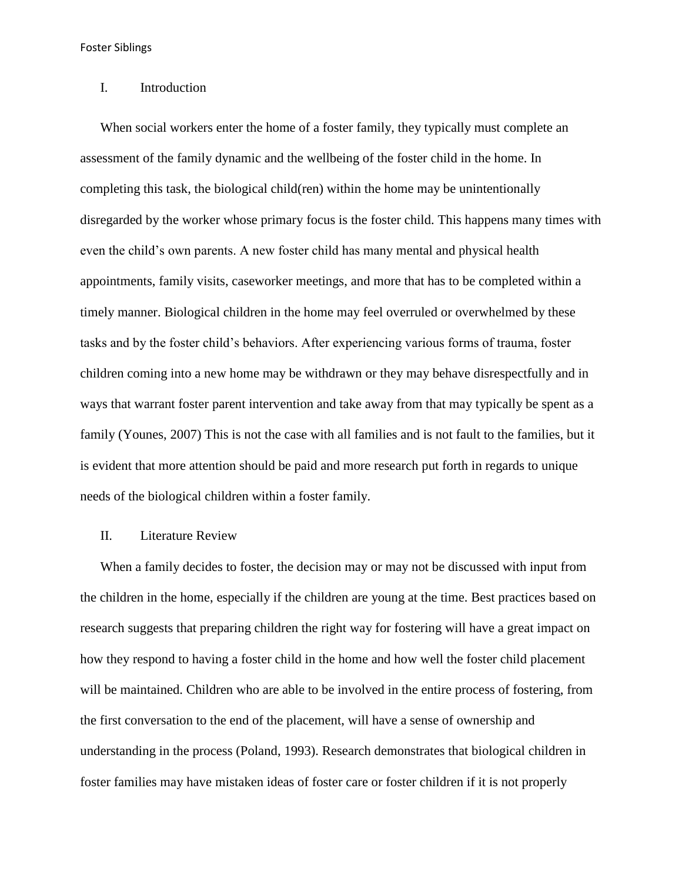## I. Introduction

When social workers enter the home of a foster family, they typically must complete an assessment of the family dynamic and the wellbeing of the foster child in the home. In completing this task, the biological child(ren) within the home may be unintentionally disregarded by the worker whose primary focus is the foster child. This happens many times with even the child's own parents. A new foster child has many mental and physical health appointments, family visits, caseworker meetings, and more that has to be completed within a timely manner. Biological children in the home may feel overruled or overwhelmed by these tasks and by the foster child's behaviors. After experiencing various forms of trauma, foster children coming into a new home may be withdrawn or they may behave disrespectfully and in ways that warrant foster parent intervention and take away from that may typically be spent as a family (Younes, 2007) This is not the case with all families and is not fault to the families, but it is evident that more attention should be paid and more research put forth in regards to unique needs of the biological children within a foster family.

## II. Literature Review

When a family decides to foster, the decision may or may not be discussed with input from the children in the home, especially if the children are young at the time. Best practices based on research suggests that preparing children the right way for fostering will have a great impact on how they respond to having a foster child in the home and how well the foster child placement will be maintained. Children who are able to be involved in the entire process of fostering, from the first conversation to the end of the placement, will have a sense of ownership and understanding in the process (Poland, 1993). Research demonstrates that biological children in foster families may have mistaken ideas of foster care or foster children if it is not properly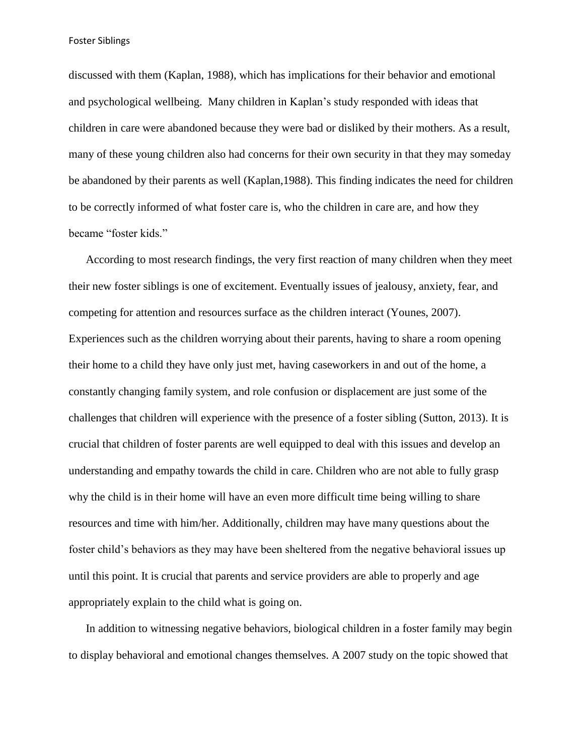discussed with them (Kaplan, 1988), which has implications for their behavior and emotional and psychological wellbeing. Many children in Kaplan's study responded with ideas that children in care were abandoned because they were bad or disliked by their mothers. As a result, many of these young children also had concerns for their own security in that they may someday be abandoned by their parents as well (Kaplan,1988). This finding indicates the need for children to be correctly informed of what foster care is, who the children in care are, and how they became "foster kids."

According to most research findings, the very first reaction of many children when they meet their new foster siblings is one of excitement. Eventually issues of jealousy, anxiety, fear, and competing for attention and resources surface as the children interact (Younes, 2007). Experiences such as the children worrying about their parents, having to share a room opening their home to a child they have only just met, having caseworkers in and out of the home, a constantly changing family system, and role confusion or displacement are just some of the challenges that children will experience with the presence of a foster sibling (Sutton, 2013). It is crucial that children of foster parents are well equipped to deal with this issues and develop an understanding and empathy towards the child in care. Children who are not able to fully grasp why the child is in their home will have an even more difficult time being willing to share resources and time with him/her. Additionally, children may have many questions about the foster child's behaviors as they may have been sheltered from the negative behavioral issues up until this point. It is crucial that parents and service providers are able to properly and age appropriately explain to the child what is going on.

In addition to witnessing negative behaviors, biological children in a foster family may begin to display behavioral and emotional changes themselves. A 2007 study on the topic showed that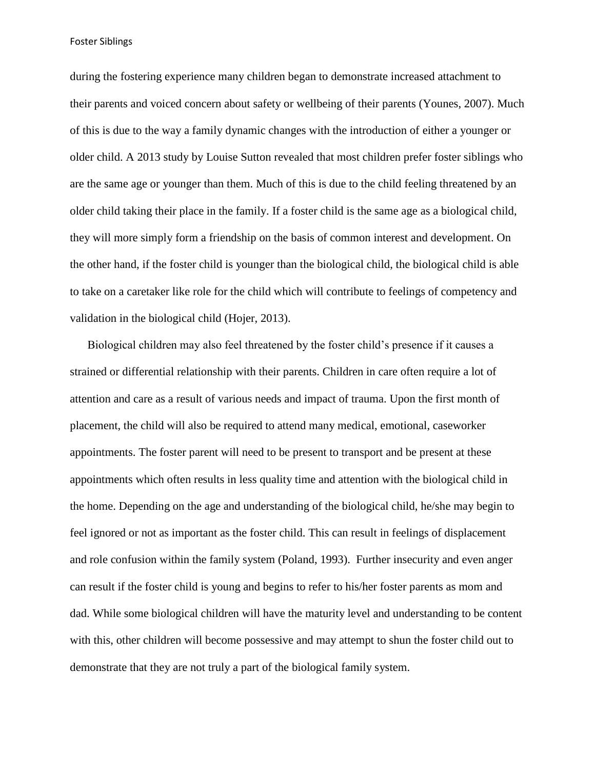during the fostering experience many children began to demonstrate increased attachment to their parents and voiced concern about safety or wellbeing of their parents (Younes, 2007). Much of this is due to the way a family dynamic changes with the introduction of either a younger or older child. A 2013 study by Louise Sutton revealed that most children prefer foster siblings who are the same age or younger than them. Much of this is due to the child feeling threatened by an older child taking their place in the family. If a foster child is the same age as a biological child, they will more simply form a friendship on the basis of common interest and development. On the other hand, if the foster child is younger than the biological child, the biological child is able to take on a caretaker like role for the child which will contribute to feelings of competency and validation in the biological child (Hojer, 2013).

Biological children may also feel threatened by the foster child's presence if it causes a strained or differential relationship with their parents. Children in care often require a lot of attention and care as a result of various needs and impact of trauma. Upon the first month of placement, the child will also be required to attend many medical, emotional, caseworker appointments. The foster parent will need to be present to transport and be present at these appointments which often results in less quality time and attention with the biological child in the home. Depending on the age and understanding of the biological child, he/she may begin to feel ignored or not as important as the foster child. This can result in feelings of displacement and role confusion within the family system (Poland, 1993). Further insecurity and even anger can result if the foster child is young and begins to refer to his/her foster parents as mom and dad. While some biological children will have the maturity level and understanding to be content with this, other children will become possessive and may attempt to shun the foster child out to demonstrate that they are not truly a part of the biological family system.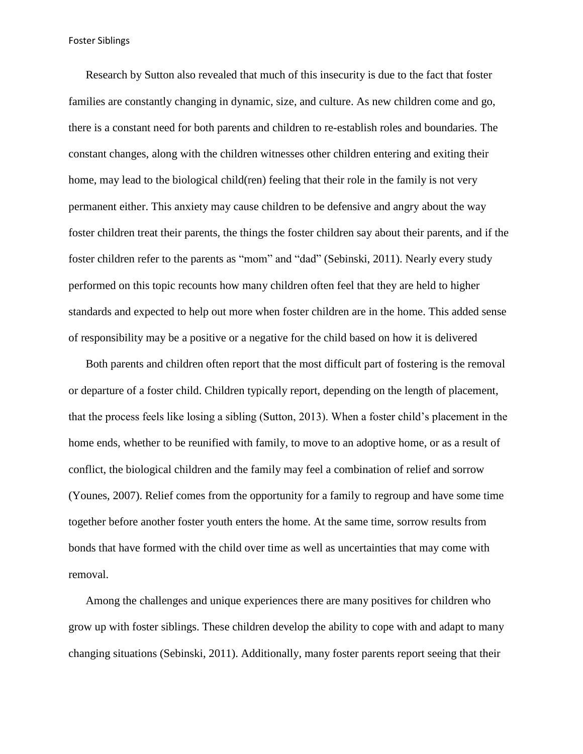Research by Sutton also revealed that much of this insecurity is due to the fact that foster families are constantly changing in dynamic, size, and culture. As new children come and go, there is a constant need for both parents and children to re-establish roles and boundaries. The constant changes, along with the children witnesses other children entering and exiting their home, may lead to the biological child(ren) feeling that their role in the family is not very permanent either. This anxiety may cause children to be defensive and angry about the way foster children treat their parents, the things the foster children say about their parents, and if the foster children refer to the parents as "mom" and "dad" (Sebinski, 2011). Nearly every study performed on this topic recounts how many children often feel that they are held to higher standards and expected to help out more when foster children are in the home. This added sense of responsibility may be a positive or a negative for the child based on how it is delivered

Both parents and children often report that the most difficult part of fostering is the removal or departure of a foster child. Children typically report, depending on the length of placement, that the process feels like losing a sibling (Sutton, 2013). When a foster child's placement in the home ends, whether to be reunified with family, to move to an adoptive home, or as a result of conflict, the biological children and the family may feel a combination of relief and sorrow (Younes, 2007). Relief comes from the opportunity for a family to regroup and have some time together before another foster youth enters the home. At the same time, sorrow results from bonds that have formed with the child over time as well as uncertainties that may come with removal.

Among the challenges and unique experiences there are many positives for children who grow up with foster siblings. These children develop the ability to cope with and adapt to many changing situations (Sebinski, 2011). Additionally, many foster parents report seeing that their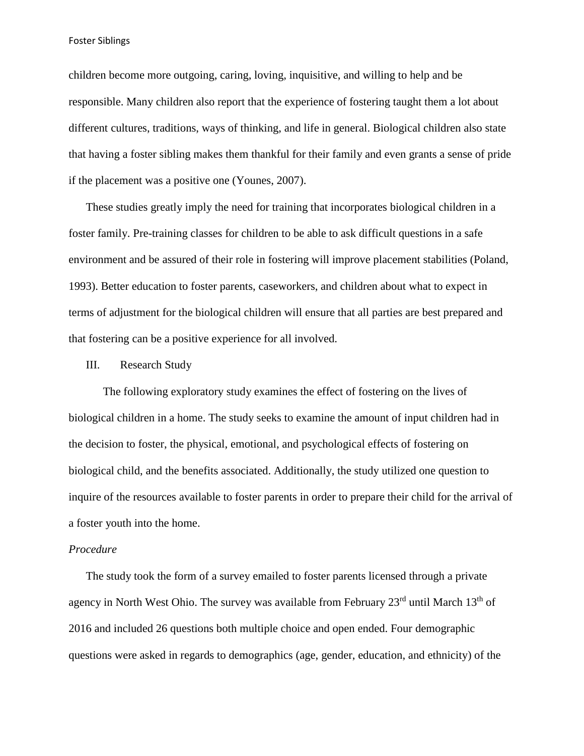children become more outgoing, caring, loving, inquisitive, and willing to help and be responsible. Many children also report that the experience of fostering taught them a lot about different cultures, traditions, ways of thinking, and life in general. Biological children also state that having a foster sibling makes them thankful for their family and even grants a sense of pride if the placement was a positive one (Younes, 2007).

These studies greatly imply the need for training that incorporates biological children in a foster family. Pre-training classes for children to be able to ask difficult questions in a safe environment and be assured of their role in fostering will improve placement stabilities (Poland, 1993). Better education to foster parents, caseworkers, and children about what to expect in terms of adjustment for the biological children will ensure that all parties are best prepared and that fostering can be a positive experience for all involved.

## III. Research Study

The following exploratory study examines the effect of fostering on the lives of biological children in a home. The study seeks to examine the amount of input children had in the decision to foster, the physical, emotional, and psychological effects of fostering on biological child, and the benefits associated. Additionally, the study utilized one question to inquire of the resources available to foster parents in order to prepare their child for the arrival of a foster youth into the home.

### *Procedure*

The study took the form of a survey emailed to foster parents licensed through a private agency in North West Ohio. The survey was available from February 23rd until March 13th of 2016 and included 26 questions both multiple choice and open ended. Four demographic questions were asked in regards to demographics (age, gender, education, and ethnicity) of the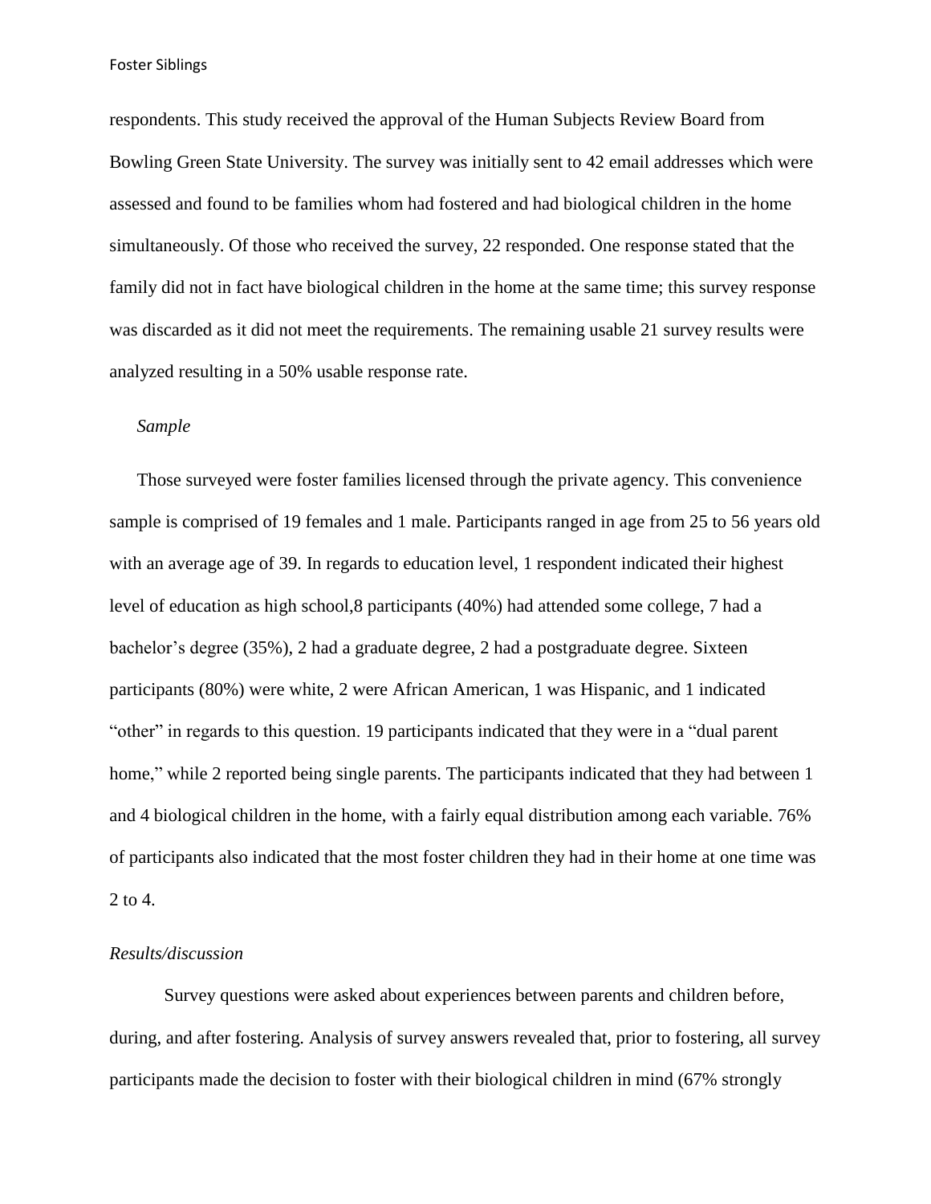respondents. This study received the approval of the Human Subjects Review Board from Bowling Green State University. The survey was initially sent to 42 email addresses which were assessed and found to be families whom had fostered and had biological children in the home simultaneously. Of those who received the survey, 22 responded. One response stated that the family did not in fact have biological children in the home at the same time; this survey response was discarded as it did not meet the requirements. The remaining usable 21 survey results were analyzed resulting in a 50% usable response rate.

*Sample*

Those surveyed were foster families licensed through the private agency. This convenience sample is comprised of 19 females and 1 male. Participants ranged in age from 25 to 56 years old with an average age of 39. In regards to education level, 1 respondent indicated their highest level of education as high school,8 participants (40%) had attended some college, 7 had a bachelor's degree (35%), 2 had a graduate degree, 2 had a postgraduate degree. Sixteen participants (80%) were white, 2 were African American, 1 was Hispanic, and 1 indicated "other" in regards to this question. 19 participants indicated that they were in a "dual parent home," while 2 reported being single parents. The participants indicated that they had between 1 and 4 biological children in the home, with a fairly equal distribution among each variable. 76% of participants also indicated that the most foster children they had in their home at one time was 2 to 4.

*Results/discussion*

Survey questions were asked about experiences between parents and children before, during, and after fostering. Analysis of survey answers revealed that, prior to fostering, all survey participants made the decision to foster with their biological children in mind (67% strongly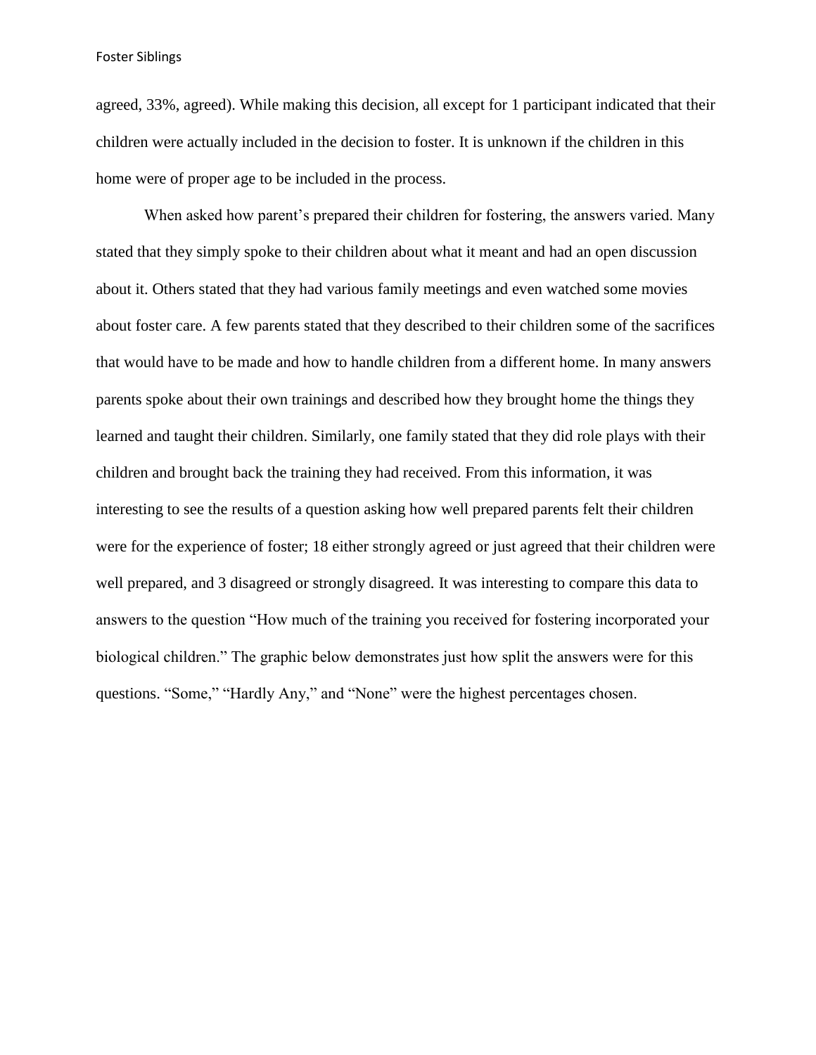agreed, 33%, agreed). While making this decision, all except for 1 participant indicated that their children were actually included in the decision to foster. It is unknown if the children in this home were of proper age to be included in the process.

When asked how parent's prepared their children for fostering, the answers varied. Many stated that they simply spoke to their children about what it meant and had an open discussion about it. Others stated that they had various family meetings and even watched some movies about foster care. A few parents stated that they described to their children some of the sacrifices that would have to be made and how to handle children from a different home. In many answers parents spoke about their own trainings and described how they brought home the things they learned and taught their children. Similarly, one family stated that they did role plays with their children and brought back the training they had received. From this information, it was interesting to see the results of a question asking how well prepared parents felt their children were for the experience of foster; 18 either strongly agreed or just agreed that their children were well prepared, and 3 disagreed or strongly disagreed. It was interesting to compare this data to answers to the question "How much of the training you received for fostering incorporated your biological children." The graphic below demonstrates just how split the answers were for this questions. "Some," "Hardly Any," and "None" were the highest percentages chosen.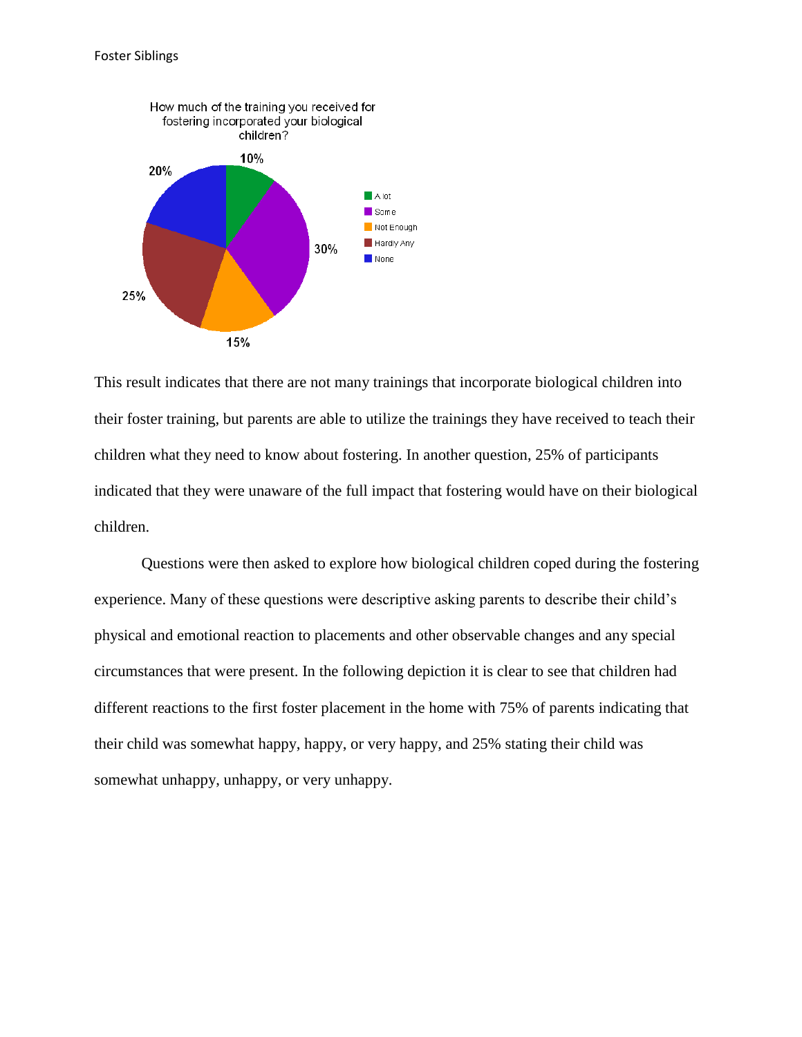How much of the training you received for fostering incorporated your biological children?

| Response | Percentage |
| --- | --- |
| A lot | 10% |
| Some | 30% |
| Not Enough | 15% |
| Hardly Any | 25% |
| None | 20% |

This result indicates that there are not many trainings that incorporate biological children into their foster training, but parents are able to utilize the trainings they have received to teach their children what they need to know about fostering. In another question, 25% of participants indicated that they were unaware of the full impact that fostering would have on their biological children.

Questions were then asked to explore how biological children coped during the fostering experience. Many of these questions were descriptive asking parents to describe their child's physical and emotional reaction to placements and other observable changes and any special circumstances that were present. In the following depiction it is clear to see that children had different reactions to the first foster placement in the home with 75% of parents indicating that their child was somewhat happy, happy, or very happy, and 25% stating their child was somewhat unhappy, unhappy, or very unhappy.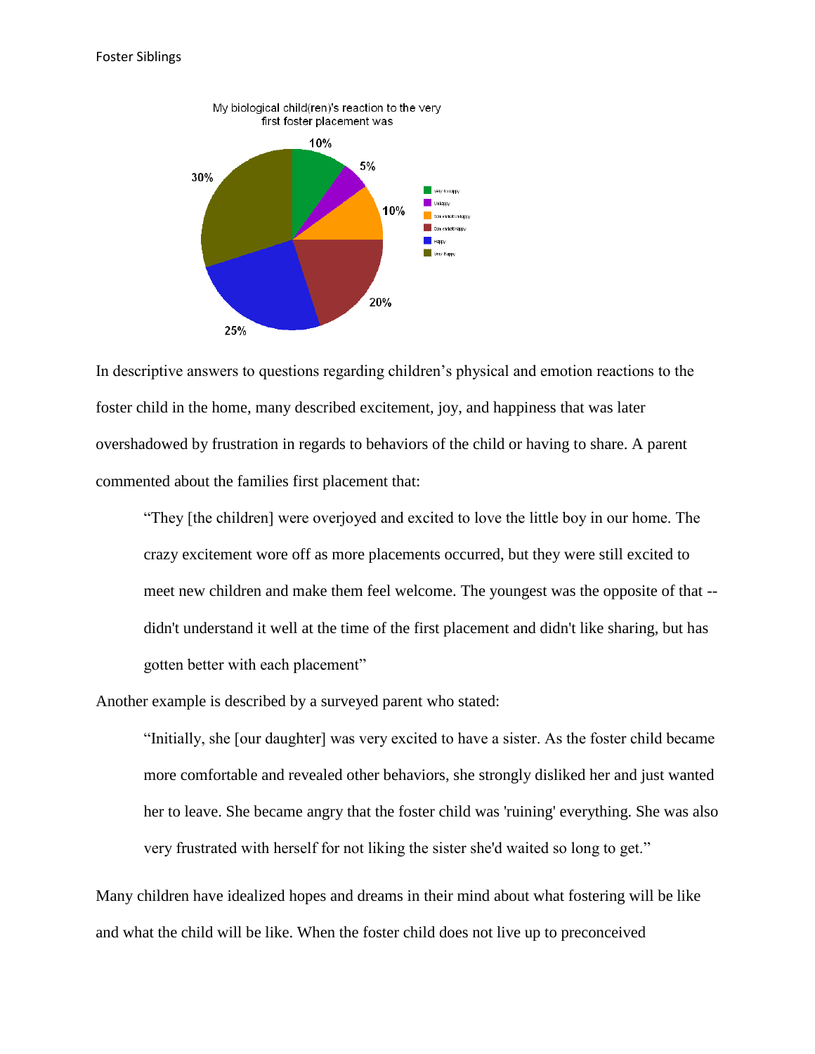My biological child(ren)'s reaction to the very first foster placement was

| Reaction | Percentage |
| --- | --- |
| Very Unhappy | 10% |
| Unhappy | 5% |
| Somewhat Unhappy | 10% |
| Somewhat Happy | 20% |
| Happy | 25% |
| Very Happy | 30% |

In descriptive answers to questions regarding children's physical and emotion reactions to the foster child in the home, many described excitement, joy, and happiness that was later overshadowed by frustration in regards to behaviors of the child or having to share. A parent commented about the families first placement that:

> "They [the children] were overjoyed and excited to love the little boy in our home. The crazy excitement wore off as more placements occurred, but they were still excited to meet new children and make them feel welcome. The youngest was the opposite of that -- didn't understand it well at the time of the first placement and didn't like sharing, but has gotten better with each placement"

Another example is described by a surveyed parent who stated:

> "Initially, she [our daughter] was very excited to have a sister. As the foster child became more comfortable and revealed other behaviors, she strongly disliked her and just wanted her to leave. She became angry that the foster child was 'ruining' everything. She was also very frustrated with herself for not liking the sister she'd waited so long to get."

Many children have idealized hopes and dreams in their mind about what fostering will be like and what the child will be like. When the foster child does not live up to preconceived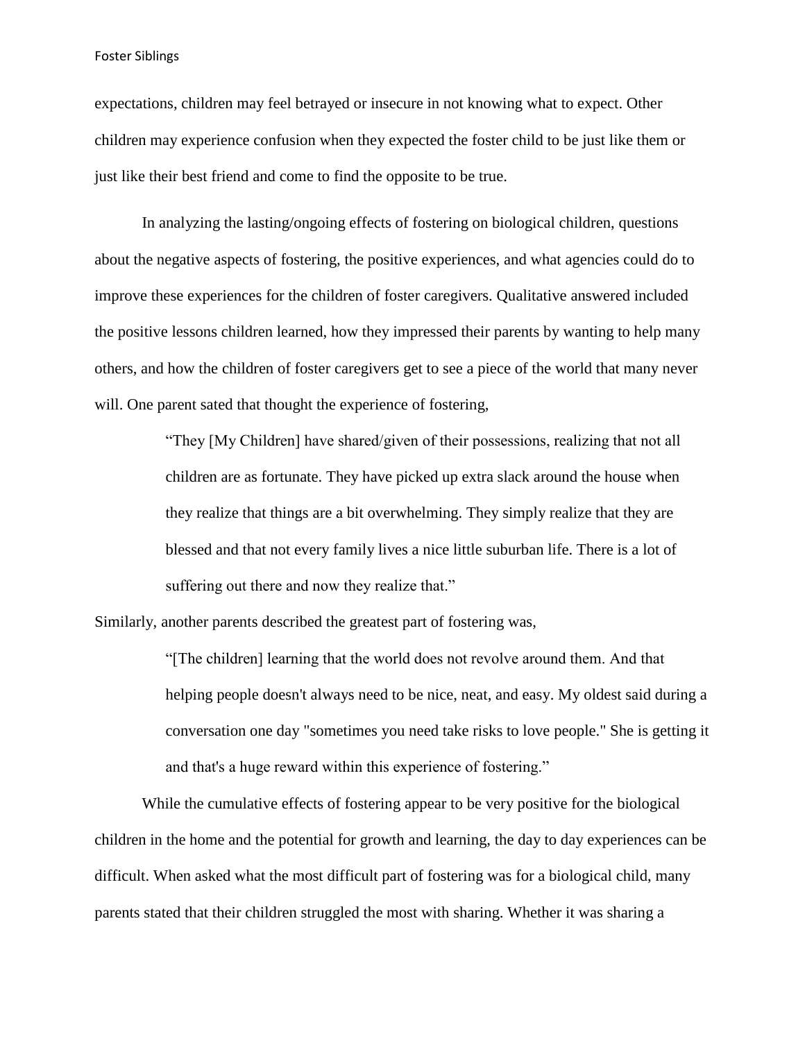expectations, children may feel betrayed or insecure in not knowing what to expect. Other children may experience confusion when they expected the foster child to be just like them or just like their best friend and come to find the opposite to be true.

In analyzing the lasting/ongoing effects of fostering on biological children, questions about the negative aspects of fostering, the positive experiences, and what agencies could do to improve these experiences for the children of foster caregivers. Qualitative answered included the positive lessons children learned, how they impressed their parents by wanting to help many others, and how the children of foster caregivers get to see a piece of the world that many never will. One parent sated that thought the experience of fostering,

> "They [My Children] have shared/given of their possessions, realizing that not all children are as fortunate. They have picked up extra slack around the house when they realize that things are a bit overwhelming. They simply realize that they are blessed and that not every family lives a nice little suburban life. There is a lot of suffering out there and now they realize that."

Similarly, another parents described the greatest part of fostering was,

> "[The children] learning that the world does not revolve around them. And that helping people doesn't always need to be nice, neat, and easy. My oldest said during a conversation one day "sometimes you need take risks to love people." She is getting it and that's a huge reward within this experience of fostering."

While the cumulative effects of fostering appear to be very positive for the biological children in the home and the potential for growth and learning, the day to day experiences can be difficult. When asked what the most difficult part of fostering was for a biological child, many parents stated that their children struggled the most with sharing. Whether it was sharing a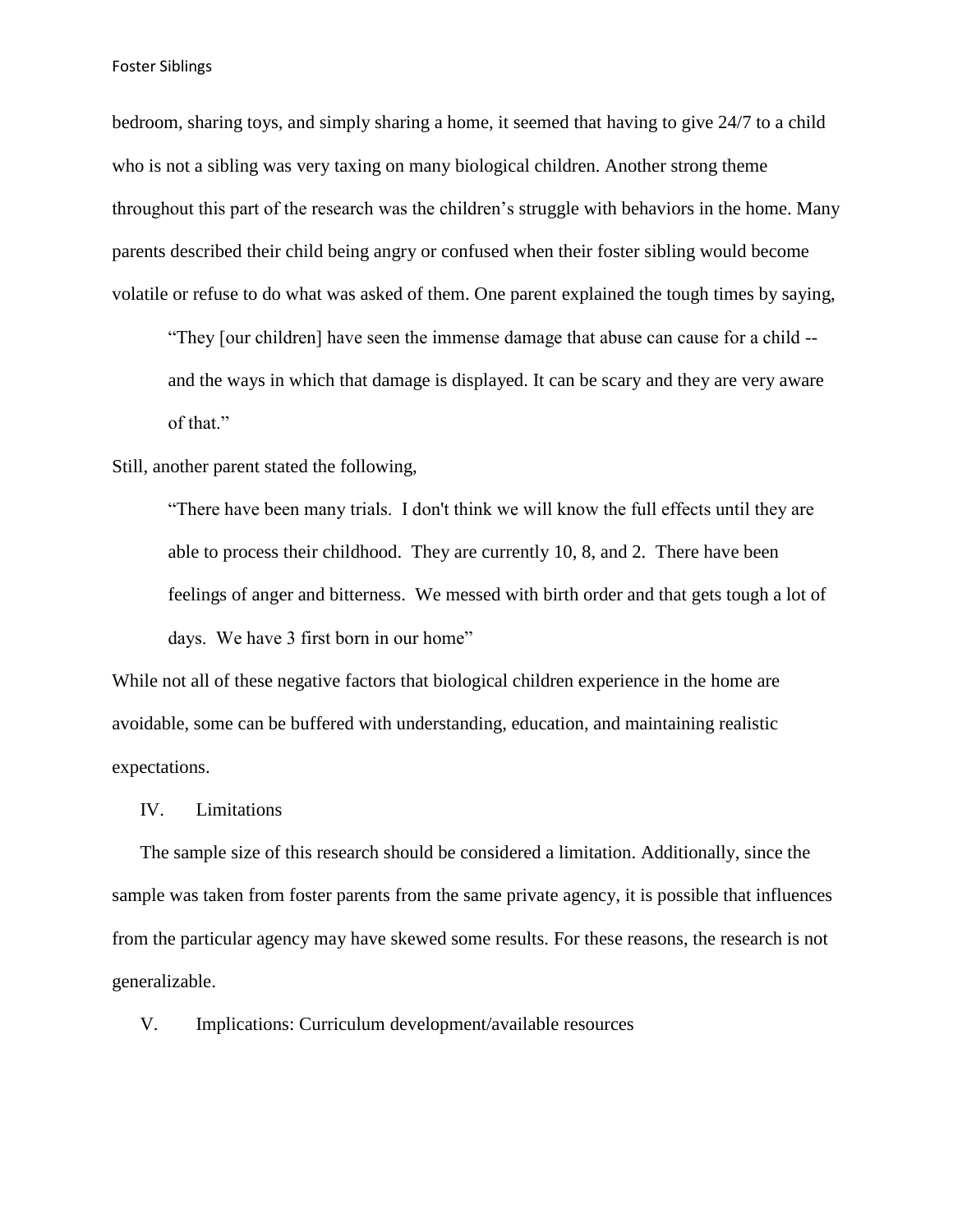bedroom, sharing toys, and simply sharing a home, it seemed that having to give 24/7 to a child who is not a sibling was very taxing on many biological children. Another strong theme throughout this part of the research was the children's struggle with behaviors in the home. Many parents described their child being angry or confused when their foster sibling would become volatile or refuse to do what was asked of them. One parent explained the tough times by saying,

> "They [our children] have seen the immense damage that abuse can cause for a child -- and the ways in which that damage is displayed. It can be scary and they are very aware of that."

Still, another parent stated the following,

> "There have been many trials. I don't think we will know the full effects until they are able to process their childhood. They are currently 10, 8, and 2. There have been feelings of anger and bitterness. We messed with birth order and that gets tough a lot of days. We have 3 first born in our home"

While not all of these negative factors that biological children experience in the home are avoidable, some can be buffered with understanding, education, and maintaining realistic expectations.

## IV. Limitations

The sample size of this research should be considered a limitation. Additionally, since the sample was taken from foster parents from the same private agency, it is possible that influences from the particular agency may have skewed some results. For these reasons, the research is not generalizable.

## V. Implications: Curriculum development/available resources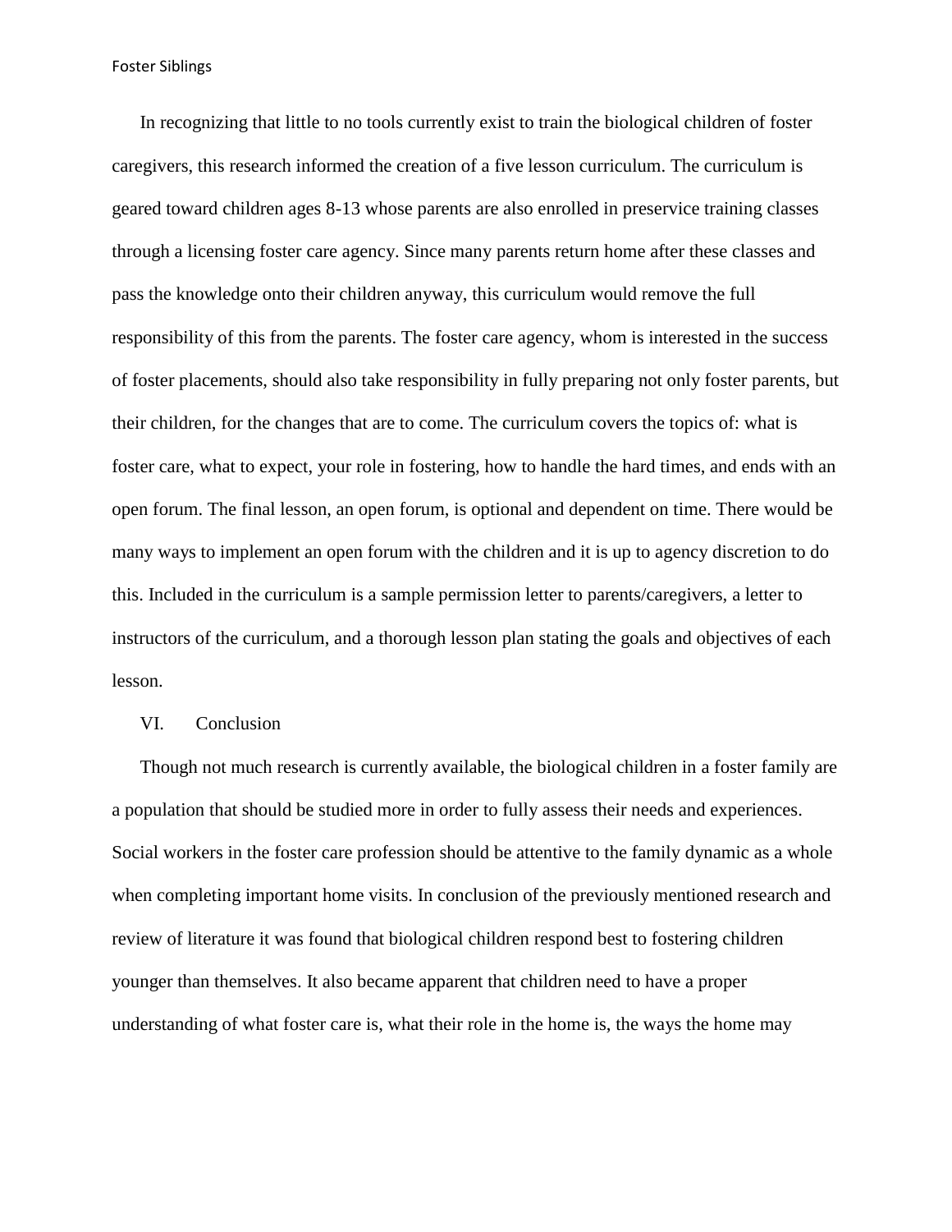In recognizing that little to no tools currently exist to train the biological children of foster caregivers, this research informed the creation of a five lesson curriculum. The curriculum is geared toward children ages 8-13 whose parents are also enrolled in preservice training classes through a licensing foster care agency. Since many parents return home after these classes and pass the knowledge onto their children anyway, this curriculum would remove the full responsibility of this from the parents. The foster care agency, whom is interested in the success of foster placements, should also take responsibility in fully preparing not only foster parents, but their children, for the changes that are to come. The curriculum covers the topics of: what is foster care, what to expect, your role in fostering, how to handle the hard times, and ends with an open forum. The final lesson, an open forum, is optional and dependent on time. There would be many ways to implement an open forum with the children and it is up to agency discretion to do this. Included in the curriculum is a sample permission letter to parents/caregivers, a letter to instructors of the curriculum, and a thorough lesson plan stating the goals and objectives of each lesson.

## VI. Conclusion

Though not much research is currently available, the biological children in a foster family are a population that should be studied more in order to fully assess their needs and experiences. Social workers in the foster care profession should be attentive to the family dynamic as a whole when completing important home visits. In conclusion of the previously mentioned research and review of literature it was found that biological children respond best to fostering children younger than themselves. It also became apparent that children need to have a proper understanding of what foster care is, what their role in the home is, the ways the home may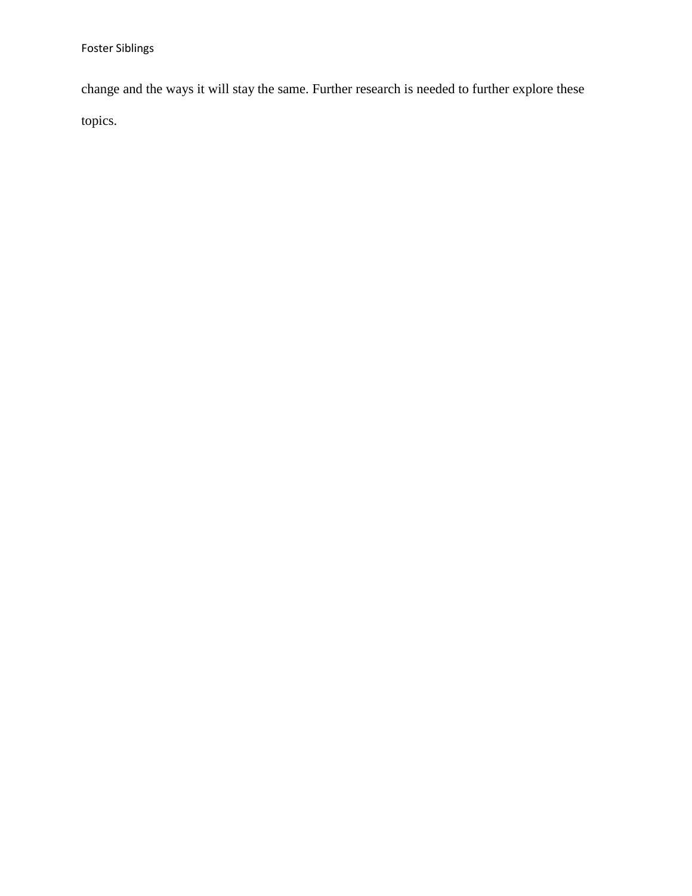change and the ways it will stay the same. Further research is needed to further explore these topics.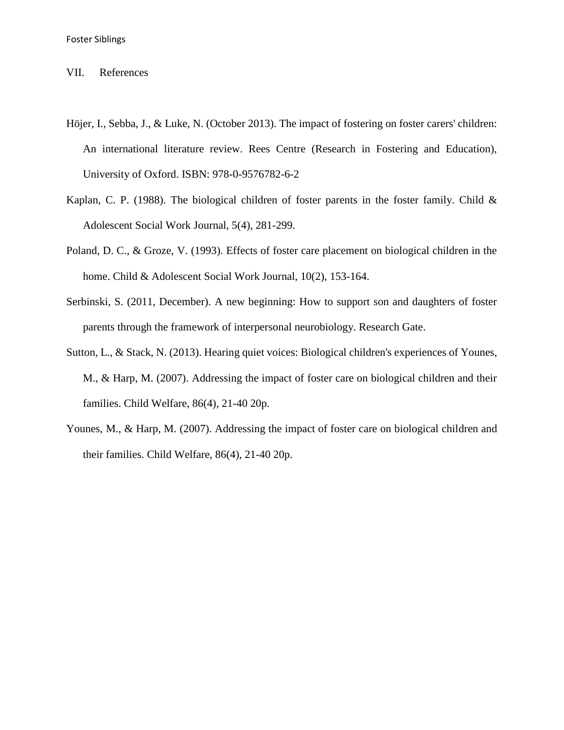## VII. References

Höjer, I., Sebba, J., & Luke, N. (October 2013). The impact of fostering on foster carers' children: An international literature review. Rees Centre (Research in Fostering and Education), University of Oxford. ISBN: 978-0-9576782-6-2

Kaplan, C. P. (1988). The biological children of foster parents in the foster family. Child & Adolescent Social Work Journal, 5(4), 281-299.

Poland, D. C., & Groze, V. (1993). Effects of foster care placement on biological children in the home. Child & Adolescent Social Work Journal, 10(2), 153-164.

Serbinski, S. (2011, December). A new beginning: How to support son and daughters of foster parents through the framework of interpersonal neurobiology. Research Gate.

Sutton, L., & Stack, N. (2013). Hearing quiet voices: Biological children's experiences of Younes, M., & Harp, M. (2007). Addressing the impact of foster care on biological children and their families. Child Welfare, 86(4), 21-40 20p.

Younes, M., & Harp, M. (2007). Addressing the impact of foster care on biological children and their families. Child Welfare, 86(4), 21-40 20p.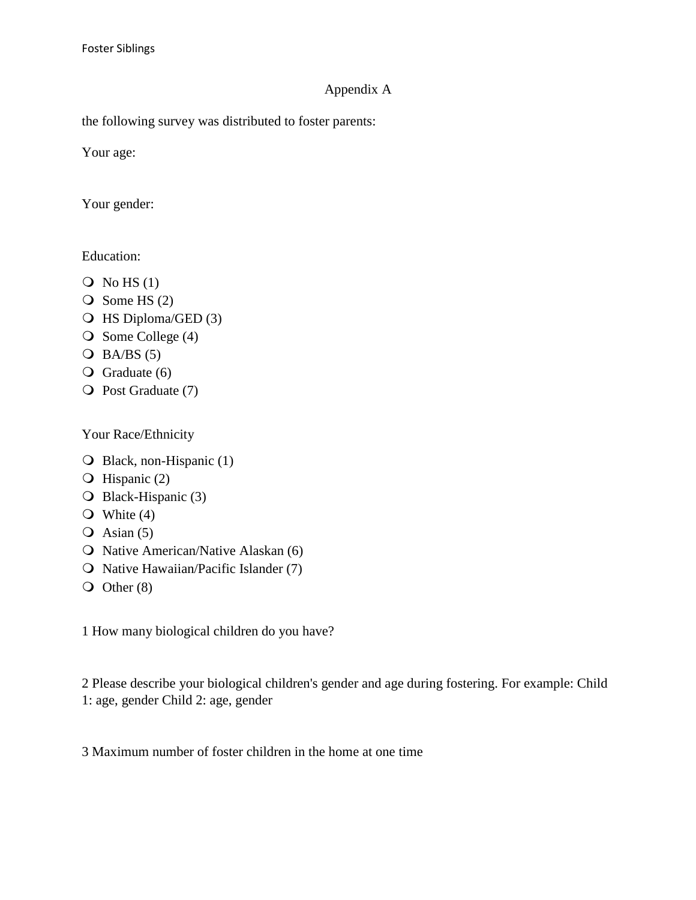## Appendix A

the following survey was distributed to foster parents:

Your age:

Your gender:

Education:

- No HS (1)
- Some HS (2)
- HS Diploma/GED (3)
- Some College (4)
- BA/BS (5)
- Graduate (6)
- Post Graduate (7)

Your Race/Ethnicity

- Black, non-Hispanic (1)
- Hispanic (2)
- Black-Hispanic (3)
- White (4)
- Asian (5)
- Native American/Native Alaskan (6)
- Native Hawaiian/Pacific Islander (7)
- Other (8)

1 How many biological children do you have?

2 Please describe your biological children's gender and age during fostering. For example: Child 1: age, gender Child 2: age, gender

3 Maximum number of foster children in the home at one time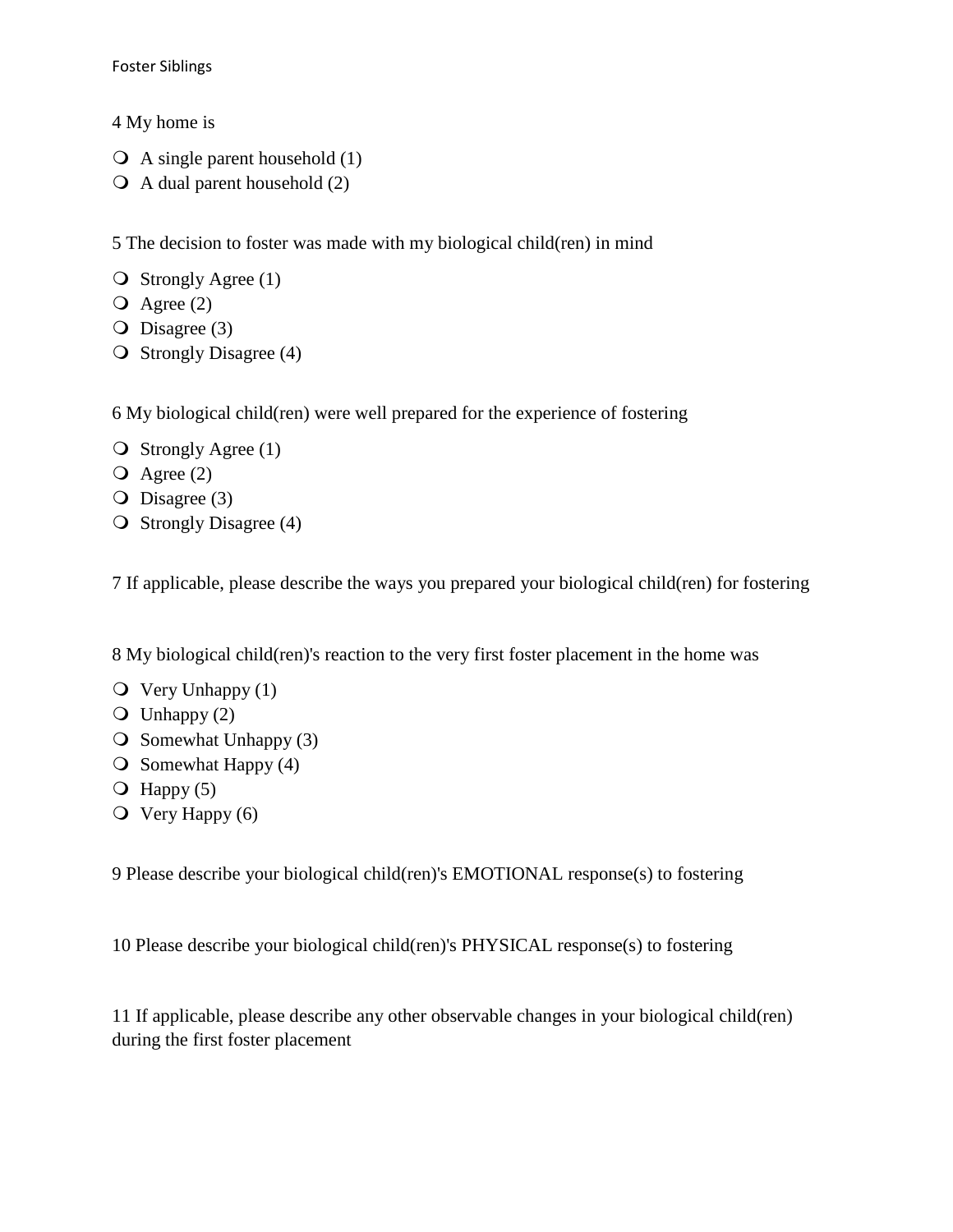4 My home is

- A single parent household (1)
- A dual parent household (2)

5 The decision to foster was made with my biological child(ren) in mind

- Strongly Agree (1)
- Agree (2)
- Disagree (3)
- Strongly Disagree (4)

6 My biological child(ren) were well prepared for the experience of fostering

- Strongly Agree (1)
- Agree (2)
- Disagree (3)
- Strongly Disagree (4)

7 If applicable, please describe the ways you prepared your biological child(ren) for fostering

8 My biological child(ren)'s reaction to the very first foster placement in the home was

- Very Unhappy (1)
- Unhappy (2)
- Somewhat Unhappy (3)
- Somewhat Happy (4)
- Happy (5)
- Very Happy (6)

9 Please describe your biological child(ren)'s EMOTIONAL response(s) to fostering

10 Please describe your biological child(ren)'s PHYSICAL response(s) to fostering

11 If applicable, please describe any other observable changes in your biological child(ren) during the first foster placement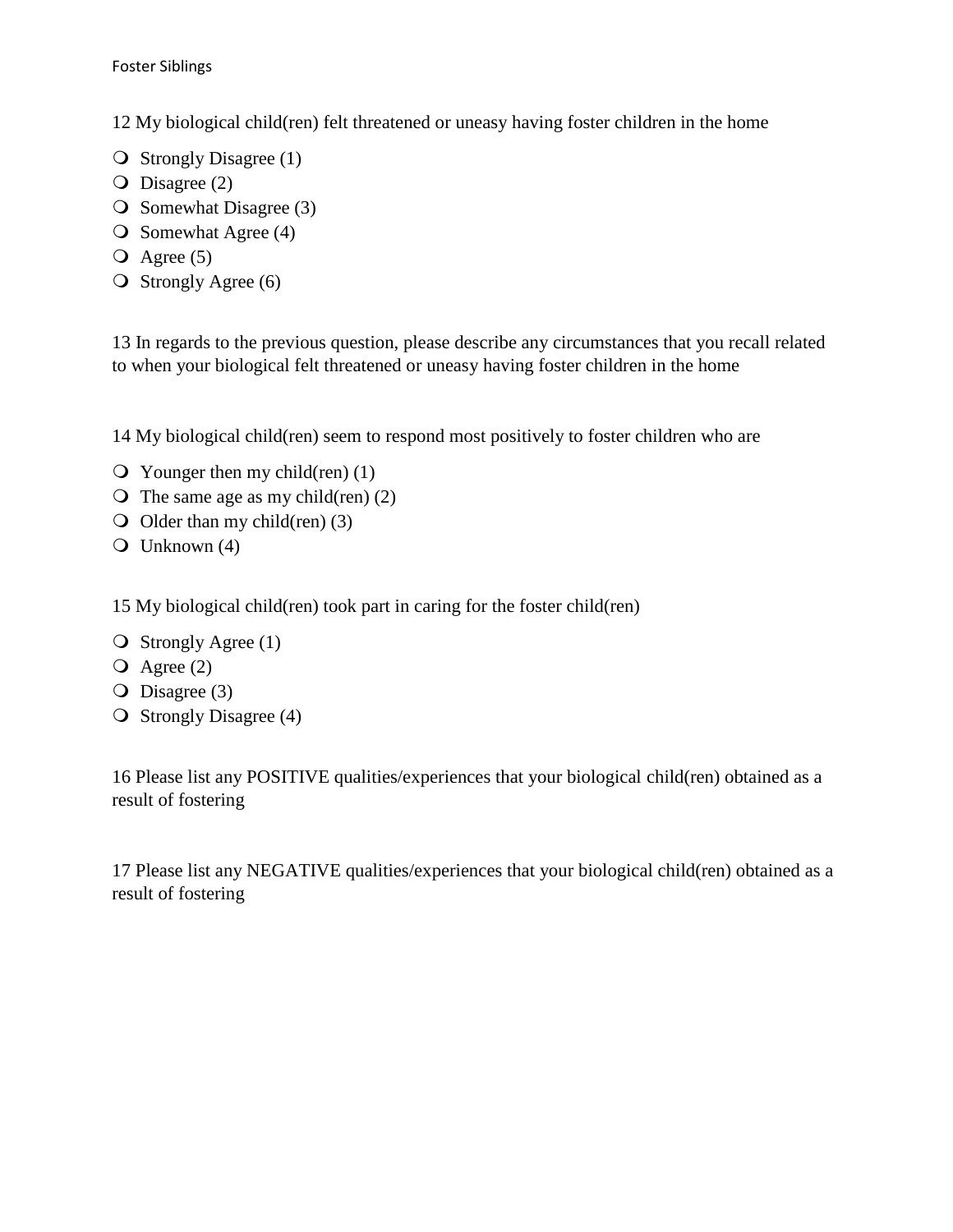12 My biological child(ren) felt threatened or uneasy having foster children in the home

- Strongly Disagree (1)
- Disagree (2)
- Somewhat Disagree (3)
- Somewhat Agree (4)
- Agree (5)
- Strongly Agree (6)

13 In regards to the previous question, please describe any circumstances that you recall related to when your biological felt threatened or uneasy having foster children in the home

14 My biological child(ren) seem to respond most positively to foster children who are

- Younger then my child(ren) (1)
- The same age as my child(ren) (2)
- Older than my child(ren) (3)
- Unknown (4)

15 My biological child(ren) took part in caring for the foster child(ren)

- Strongly Agree (1)
- Agree (2)
- Disagree (3)
- Strongly Disagree (4)

16 Please list any POSITIVE qualities/experiences that your biological child(ren) obtained as a result of fostering

17 Please list any NEGATIVE qualities/experiences that your biological child(ren) obtained as a result of fostering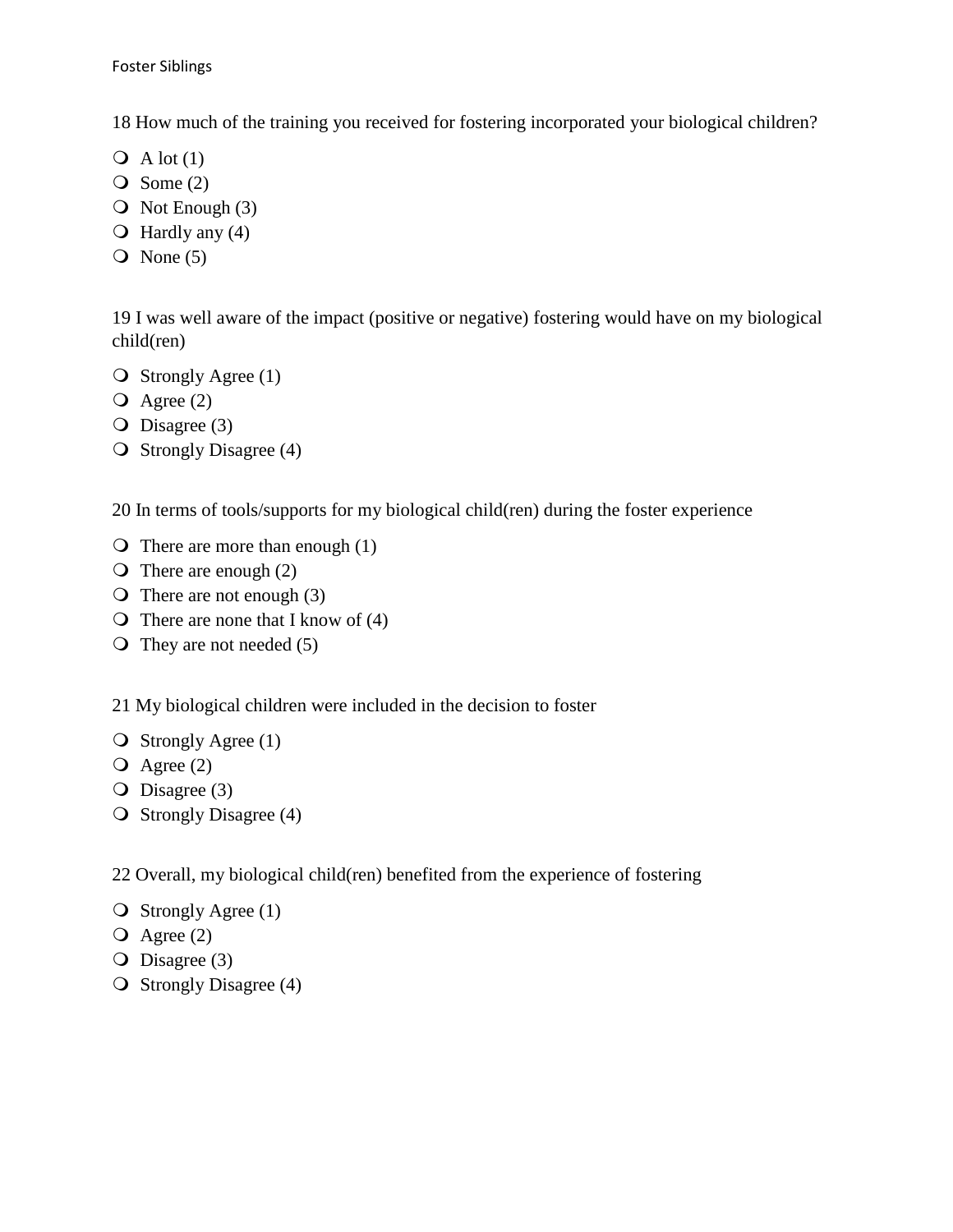18 How much of the training you received for fostering incorporated your biological children?

- A lot (1)
- Some (2)
- Not Enough (3)
- Hardly any (4)
- None (5)

19 I was well aware of the impact (positive or negative) fostering would have on my biological child(ren)

- Strongly Agree (1)
- Agree (2)
- Disagree (3)
- Strongly Disagree (4)

20 In terms of tools/supports for my biological child(ren) during the foster experience

- There are more than enough (1)
- There are enough (2)
- There are not enough (3)
- There are none that I know of (4)
- They are not needed (5)

21 My biological children were included in the decision to foster

- Strongly Agree (1)
- Agree (2)
- Disagree (3)
- Strongly Disagree (4)

22 Overall, my biological child(ren) benefited from the experience of fostering

- Strongly Agree (1)
- Agree (2)
- Disagree (3)
- Strongly Disagree (4)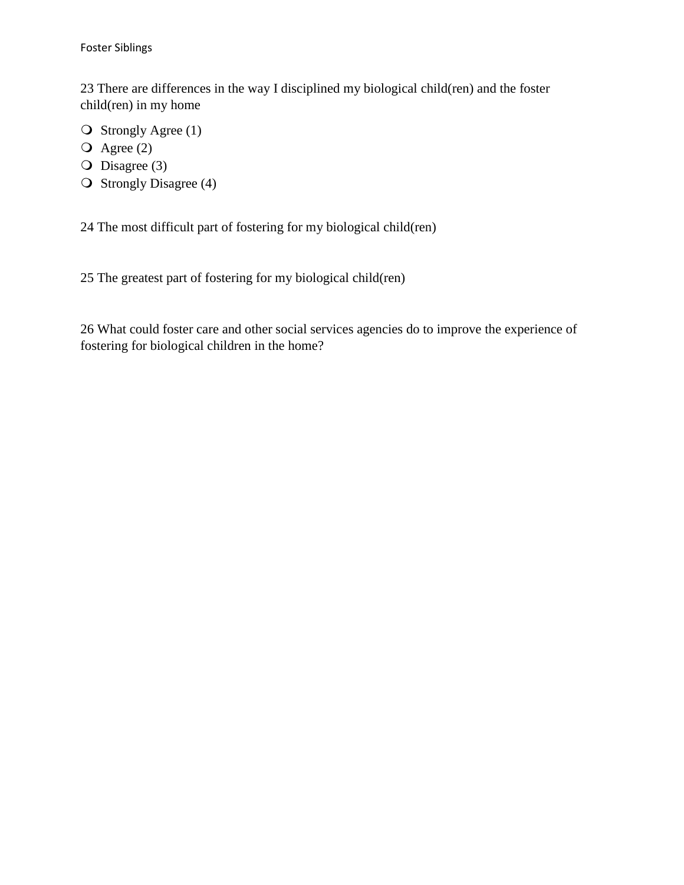23 There are differences in the way I disciplined my biological child(ren) and the foster child(ren) in my home

- Strongly Agree (1)
- Agree (2)
- Disagree (3)
- Strongly Disagree (4)

24 The most difficult part of fostering for my biological child(ren)

25 The greatest part of fostering for my biological child(ren)

26 What could foster care and other social services agencies do to improve the experience of fostering for biological children in the home?